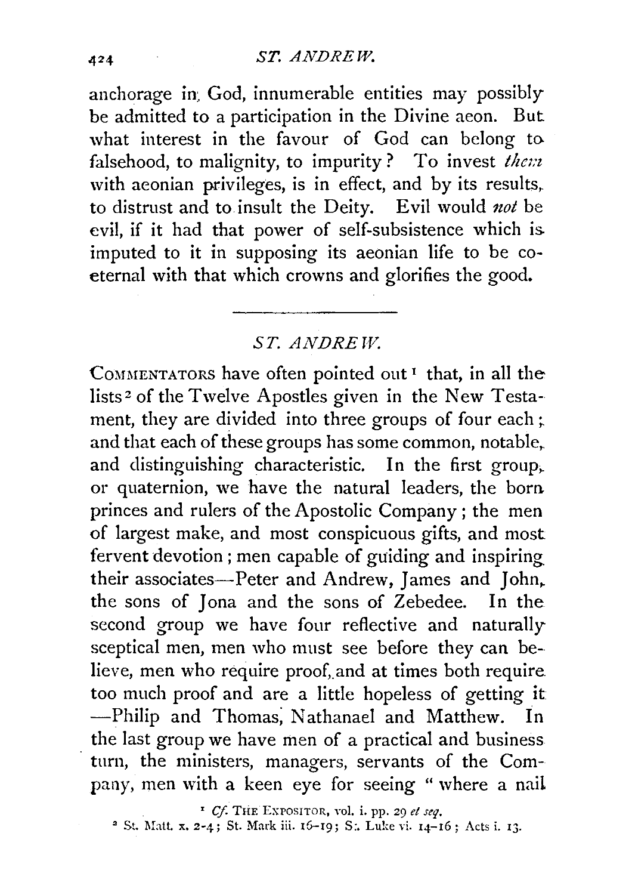anchorage in God, innumerable entities may possibly be admitted to a participation in the Divine aeon. But what interest in the favour of God can belong to falsehood, to malignity, to impurity? To invest *them* with aeonian privileges, is in effect, and by its results, to distrust and to insult the Deity. Evil would *not* be evil, if it had that power of self-subsistence which is imputed to it in supposing its aeonian life to be co-eternal with that which crowns and glorifies the good.

---

## *ST. ANDREW.*

COMMENTATORS have often pointed out[1] that, in all the lists[2] of the Twelve Apostles given in the New Testament, they are divided into three groups of four each; and that each of these groups has some common, notable, and distinguishing characteristic. In the first group, or quaternion, we have the natural leaders, the born princes and rulers of the Apostolic Company; the men of largest make, and most conspicuous gifts, and most fervent devotion; men capable of guiding and inspiring their associates—Peter and Andrew, James and John, the sons of Jona and the sons of Zebedee. In the second group we have four reflective and naturally sceptical men, men who must see before they can believe, men who require proof, and at times both require too much proof and are a little hopeless of getting it—Philip and Thomas, Nathanael and Matthew. In the last group we have men of a practical and business turn, the ministers, managers, servants of the Company, men with a keen eye for seeing "where a nail

[1] *Cf.* THE EXPOSITOR, vol. i. pp. 29 *et seq.*

[2] St. Matt. x. 2-4; St. Mark iii. 16-19; St. Luke vi. 14-16; Acts i. 13.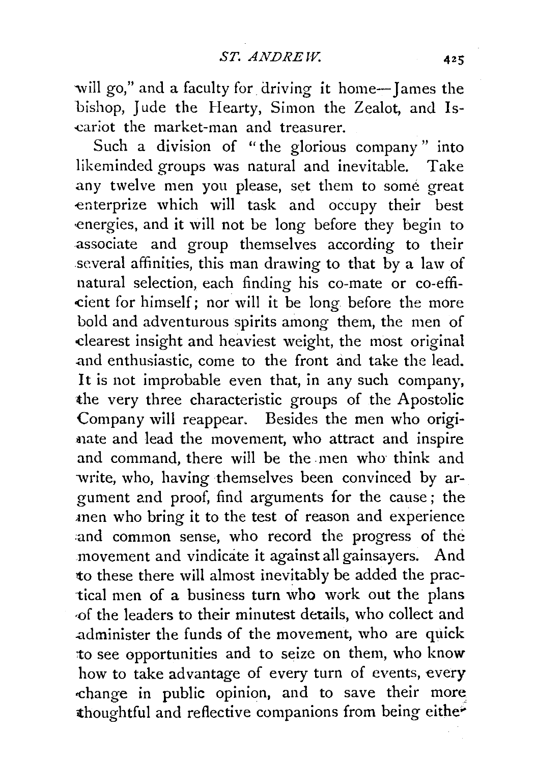will go," and a faculty for driving it home—James the bishop, Jude the Hearty, Simon the Zealot, and Iscariot the market-man and treasurer.

Such a division of "the glorious company" into likeminded groups was natural and inevitable. Take any twelve men you please, set them to some great enterprize which will task and occupy their best energies, and it will not be long before they begin to associate and group themselves according to their several affinities, this man drawing to that by a law of natural selection, each finding his co-mate or co-efficient for himself; nor will it be long before the more bold and adventurous spirits among them, the men of clearest insight and heaviest weight, the most original and enthusiastic, come to the front and take the lead. It is not improbable even that, in any such company, the very three characteristic groups of the Apostolic Company will reappear. Besides the men who originate and lead the movement, who attract and inspire and command, there will be the men who think and write, who, having themselves been convinced by argument and proof, find arguments for the cause; the men who bring it to the test of reason and experience and common sense, who record the progress of the movement and vindicate it against all gainsayers. And to these there will almost inevitably be added the practical men of a business turn who work out the plans of the leaders to their minutest details, who collect and administer the funds of the movement, who are quick to see opportunities and to seize on them, who know how to take advantage of every turn of events, every change in public opinion, and to save their more thoughtful and reflective companions from being either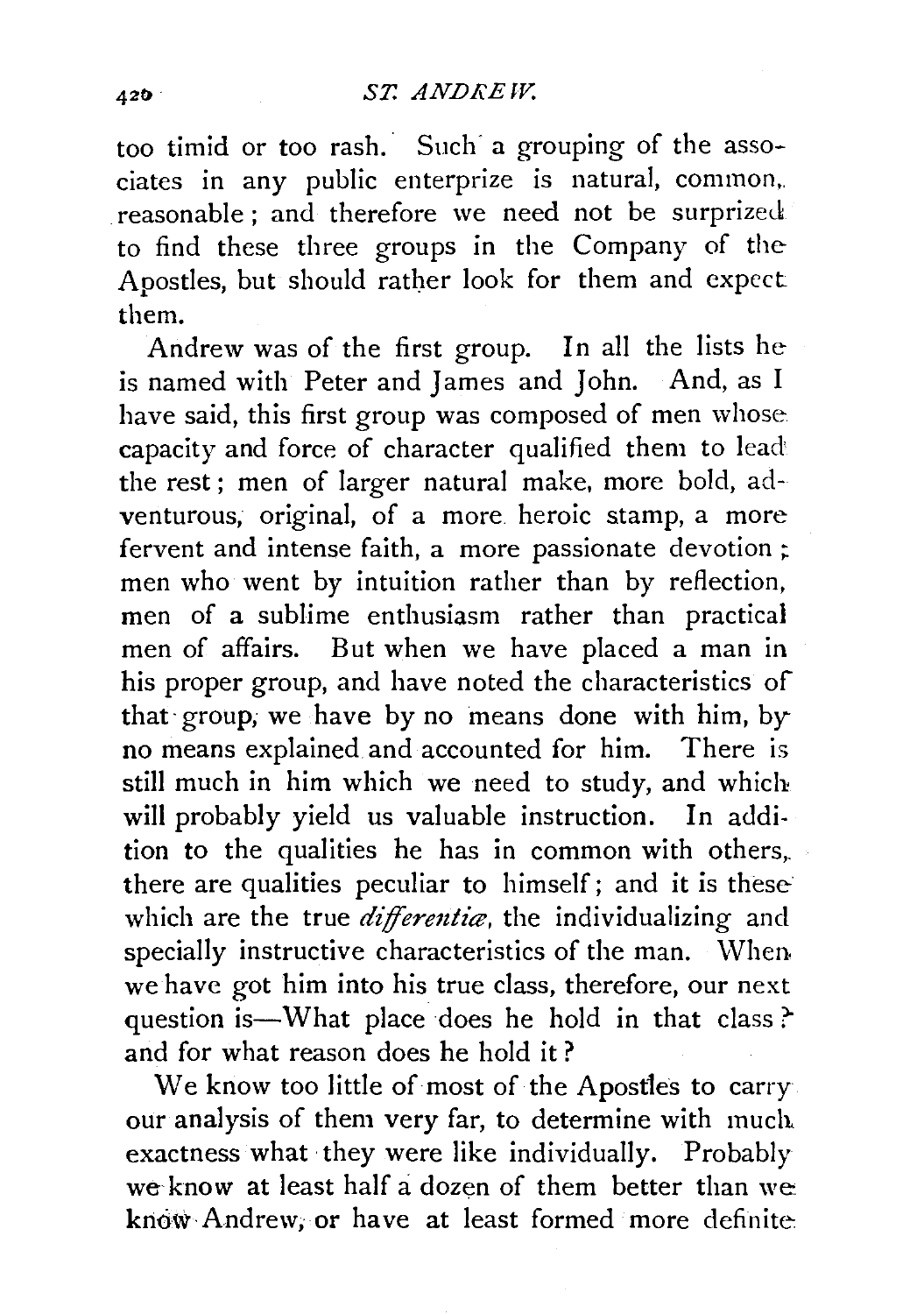too timid or too rash. Such a grouping of the associates in any public enterprize is natural, common, reasonable; and therefore we need not be surprized to find these three groups in the Company of the Apostles, but should rather look for them and expect them.

Andrew was of the first group. In all the lists he is named with Peter and James and John. And, as I have said, this first group was composed of men whose capacity and force of character qualified them to lead the rest; men of larger natural make, more bold, adventurous, original, of a more heroic stamp, a more fervent and intense faith, a more passionate devotion; men who went by intuition rather than by reflection, men of a sublime enthusiasm rather than practical men of affairs. But when we have placed a man in his proper group, and have noted the characteristics of that group, we have by no means done with him, by no means explained and accounted for him. There is still much in him which we need to study, and which will probably yield us valuable instruction. In addition to the qualities he has in common with others, there are qualities peculiar to himself; and it is these which are the true *differentiæ*, the individualizing and specially instructive characteristics of the man. When we have got him into his true class, therefore, our next question is—What place does he hold in that class? and for what reason does he hold it?

We know too little of most of the Apostles to carry our analysis of them very far, to determine with much exactness what they were like individually. Probably we know at least half a dozen of them better than we know Andrew, or have at least formed more definite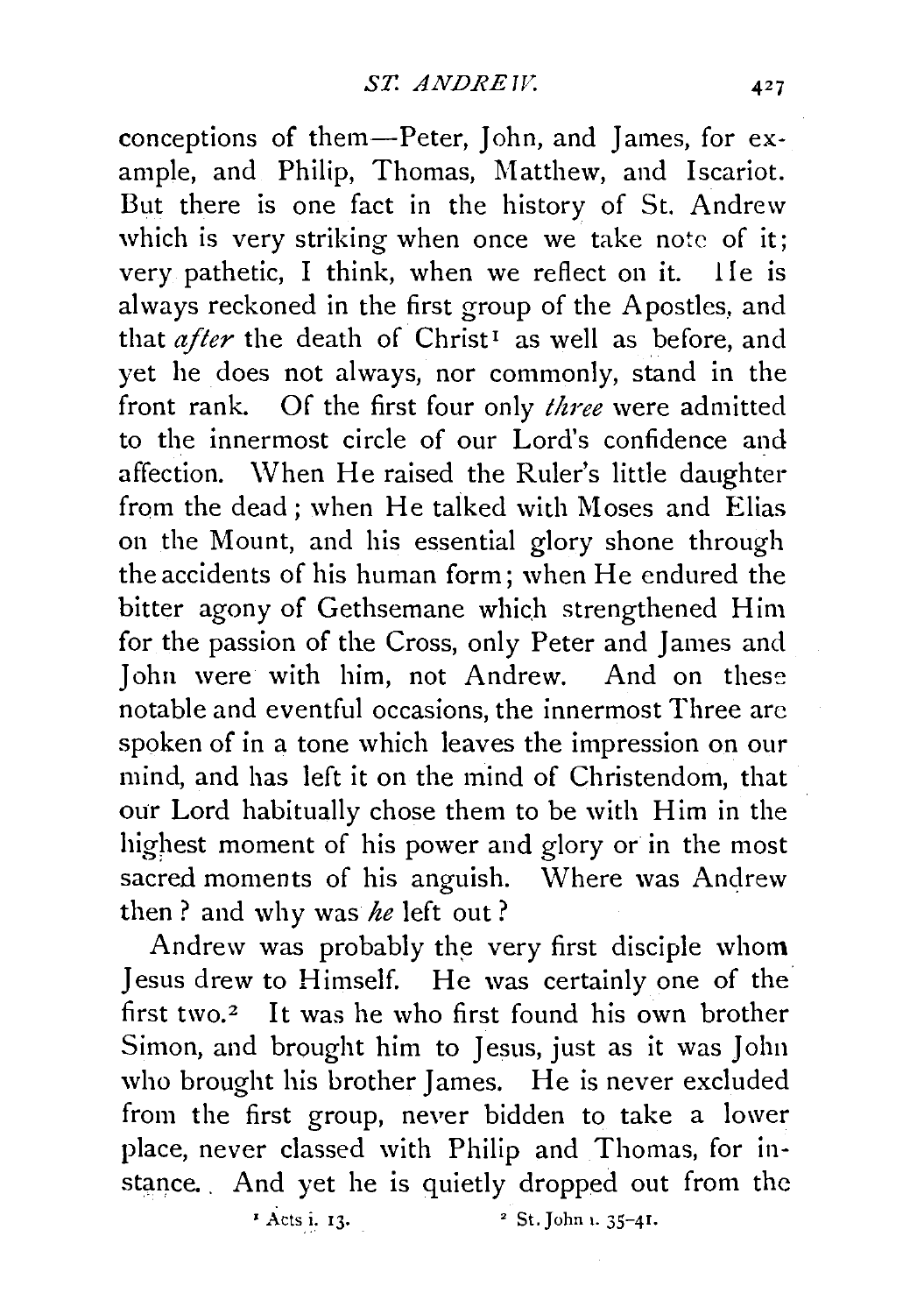conceptions of them—Peter, John, and James, for example, and Philip, Thomas, Matthew, and Iscariot. But there is one fact in the history of St. Andrew which is very striking when once we take note of it; very pathetic, I think, when we reflect on it. He is always reckoned in the first group of the Apostles, and that *after* the death of Christ[1] as well as before, and yet he does not always, nor commonly, stand in the front rank. Of the first four only *three* were admitted to the innermost circle of our Lord's confidence and affection. When He raised the Ruler's little daughter from the dead; when He talked with Moses and Elias on the Mount, and his essential glory shone through the accidents of his human form; when He endured the bitter agony of Gethsemane which strengthened Him for the passion of the Cross, only Peter and James and John were with him, not Andrew. And on these notable and eventful occasions, the innermost Three are spoken of in a tone which leaves the impression on our mind, and has left it on the mind of Christendom, that our Lord habitually chose them to be with Him in the highest moment of his power and glory or in the most sacred moments of his anguish. Where was Andrew then? and why was *he* left out?

Andrew was probably the very first disciple whom Jesus drew to Himself. He was certainly one of the first two.[2] It was he who first found his own brother Simon, and brought him to Jesus, just as it was John who brought his brother James. He is never excluded from the first group, never bidden to take a lower place, never classed with Philip and Thomas, for instance. And yet he is quietly dropped out from the

[1] Acts i. 13.

[2] St. John i. 35–41.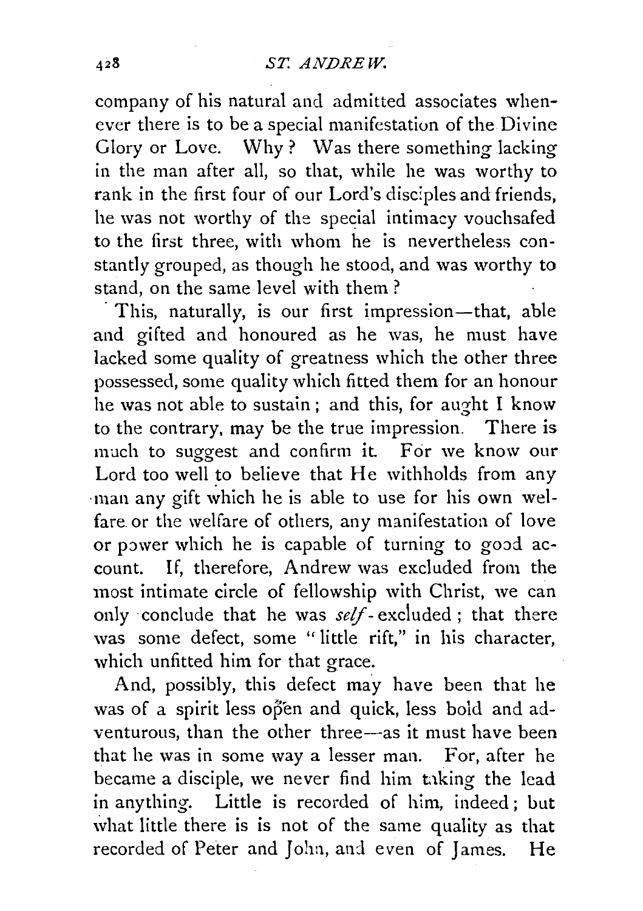company of his natural and admitted associates whenever there is to be a special manifestation of the Divine Glory or Love. Why? Was there something lacking in the man after all, so that, while he was worthy to rank in the first four of our Lord's disciples and friends, he was not worthy of the special intimacy vouchsafed to the first three, with whom he is nevertheless constantly grouped, as though he stood, and was worthy to stand, on the same level with them?

This, naturally, is our first impression—that, able and gifted and honoured as he was, he must have lacked some quality of greatness which the other three possessed, some quality which fitted them for an honour he was not able to sustain; and this, for aught I know to the contrary, may be the true impression. There is much to suggest and confirm it. For we know our Lord too well to believe that He withholds from any man any gift which he is able to use for his own welfare or the welfare of others, any manifestation of love or power which he is capable of turning to good account. If, therefore, Andrew was excluded from the most intimate circle of fellowship with Christ, we can only conclude that he was *self*-excluded; that there was some defect, some "little rift," in his character, which unfitted him for that grace.

And, possibly, this defect may have been that he was of a spirit less open and quick, less bold and adventurous, than the other three—as it must have been that he was in some way a lesser man. For, after he became a disciple, we never find him taking the lead in anything. Little is recorded of him, indeed; but what little there is is not of the same quality as that recorded of Peter and John, and even of James. He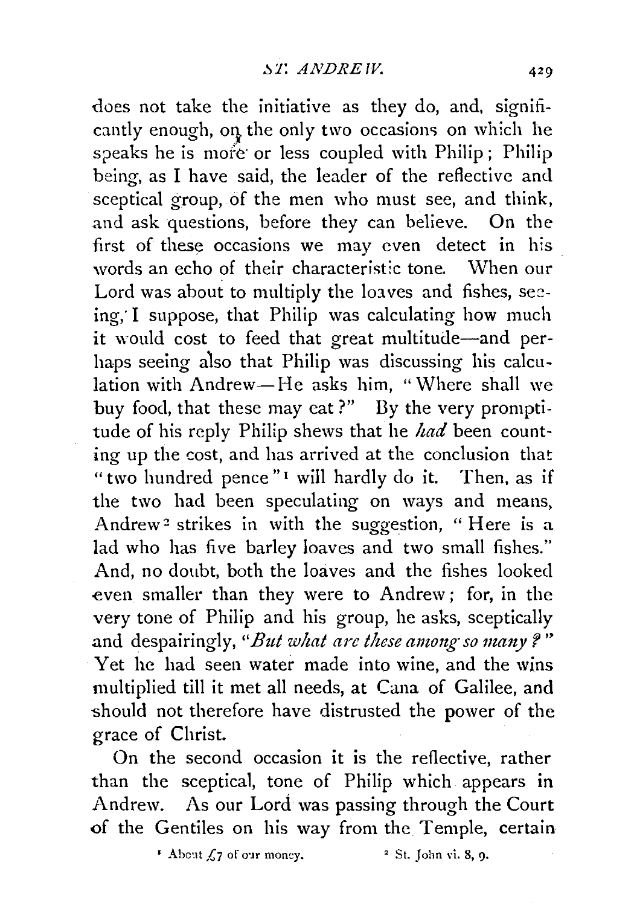does not take the initiative as they do, and, significantly enough, on the only two occasions on which he speaks he is more or less coupled with Philip; Philip being, as I have said, the leader of the reflective and sceptical group, of the men who must see, and think, and ask questions, before they can believe. On the first of these occasions we may even detect in his words an echo of their characteristic tone. When our Lord was about to multiply the loaves and fishes, seeing, I suppose, that Philip was calculating how much it would cost to feed that great multitude—and perhaps seeing also that Philip was discussing his calculation with Andrew—He asks him, "Where shall we buy food, that these may eat?" By the very promptitude of his reply Philip shews that he *had* been counting up the cost, and has arrived at the conclusion that "two hundred pence"[1] will hardly do it. Then, as if the two had been speculating on ways and means, Andrew[2] strikes in with the suggestion, "Here is a lad who has five barley loaves and two small fishes." And, no doubt, both the loaves and the fishes looked even smaller than they were to Andrew; for, in the very tone of Philip and his group, he asks, sceptically and despairingly, "*But what are these among so many?*" Yet he had seen water made into wine, and the wine multiplied till it met all needs, at Cana of Galilee, and should not therefore have distrusted the power of the grace of Christ.

On the second occasion it is the reflective, rather than the sceptical, tone of Philip which appears in Andrew. As our Lord was passing through the Court of the Gentiles on his way from the Temple, certain

[1] About £7 of our money.

[2] St. John vi. 8, 9.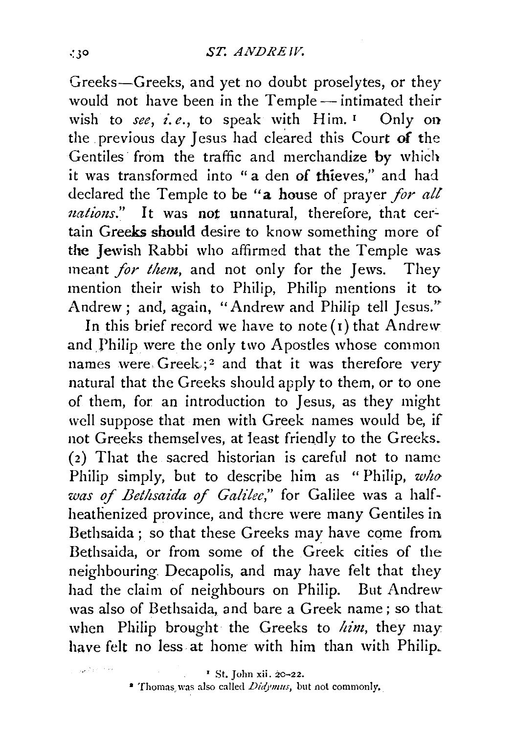Greeks—Greeks, and yet no doubt proselytes, or they would not have been in the Temple—intimated their wish to *see*, *i.e.*, to speak with Him.[1] Only on the previous day Jesus had cleared this Court of the Gentiles from the traffic and merchandize by which it was transformed into "a den of thieves," and had declared the Temple to be "a house of prayer *for all nations*." It was not unnatural, therefore, that certain Greeks should desire to know something more of the Jewish Rabbi who affirmed that the Temple was meant *for them*, and not only for the Jews. They mention their wish to Philip, Philip mentions it to Andrew; and, again, "Andrew and Philip tell Jesus."

In this brief record we have to note (1) that Andrew and Philip were the only two Apostles whose common names were Greek;[2] and that it was therefore very natural that the Greeks should apply to them, or to one of them, for an introduction to Jesus, as they might well suppose that men with Greek names would be, if not Greeks themselves, at least friendly to the Greeks. (2) That the sacred historian is careful not to name Philip simply, but to describe him as "Philip, *who was of Bethsaida of Galilee*," for Galilee was a half-heathenized province, and there were many Gentiles in Bethsaida; so that these Greeks may have come from Bethsaida, or from some of the Greek cities of the neighbouring Decapolis, and may have felt that they had the claim of neighbours on Philip. But Andrew was also of Bethsaida, and bare a Greek name; so that when Philip brought the Greeks to *him*, they may have felt no less at home with him than with Philip.

[1] St. John xii. 20–22.

[2] Thomas was also called *Didymus*, but not commonly.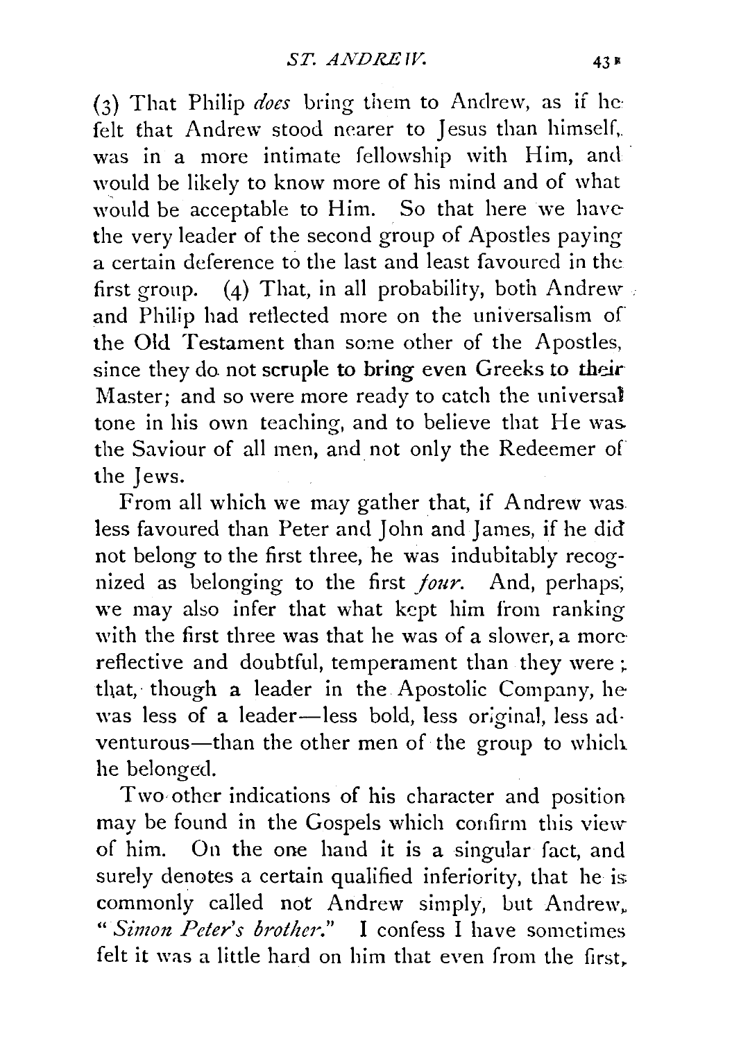(3) That Philip *does* bring them to Andrew, as if he felt that Andrew stood nearer to Jesus than himself, was in a more intimate fellowship with Him, and would be likely to know more of his mind and of what would be acceptable to Him. So that here we have the very leader of the second group of Apostles paying a certain deference to the last and least favoured in the first group. (4) That, in all probability, both Andrew and Philip had reflected more on the universalism of the Old Testament than some other of the Apostles, since they do not scruple to bring even Greeks to their Master; and so were more ready to catch the universal tone in his own teaching, and to believe that He was the Saviour of all men, and not only the Redeemer of the Jews.

From all which we may gather that, if Andrew was less favoured than Peter and John and James, if he did not belong to the first three, he was indubitably recognized as belonging to the first *four*. And, perhaps, we may also infer that what kept him from ranking with the first three was that he was of a slower, a more reflective and doubtful, temperament than they were; that, though a leader in the Apostolic Company, he was less of a leader—less bold, less original, less adventurous—than the other men of the group to which he belonged.

Two other indications of his character and position may be found in the Gospels which confirm this view of him. On the one hand it is a singular fact, and surely denotes a certain qualified inferiority, that he is commonly called not Andrew simply, but Andrew, "*Simon Peter's brother*." I confess I have sometimes felt it was a little hard on him that even from the first,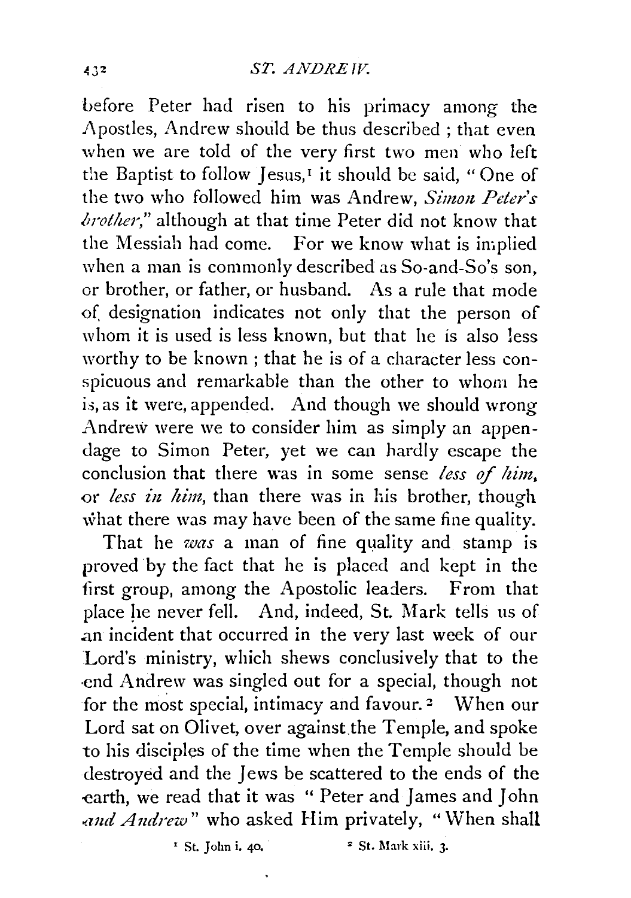before Peter had risen to his primacy among the Apostles, Andrew should be thus described; that even when we are told of the very first two men who left the Baptist to follow Jesus,[1] it should be said, "One of the two who followed him was Andrew, *Simon Peter's brother*," although at that time Peter did not know that the Messiah had come. For we know what is implied when a man is commonly described as So-and-So's son, or brother, or father, or husband. As a rule that mode of designation indicates not only that the person of whom it is used is less known, but that he is also less worthy to be known; that he is of a character less conspicuous and remarkable than the other to whom he is, as it were, appended. And though we should wrong Andrew were we to consider him as simply an appendage to Simon Peter, yet we can hardly escape the conclusion that there was in some sense *less of him*, or *less in him*, than there was in his brother, though what there was may have been of the same fine quality.

That he *was* a man of fine quality and stamp is proved by the fact that he is placed and kept in the first group, among the Apostolic leaders. From that place he never fell. And, indeed, St. Mark tells us of an incident that occurred in the very last week of our Lord's ministry, which shews conclusively that to the end Andrew was singled out for a special, though not for the most special, intimacy and favour.[2] When our Lord sat on Olivet, over against the Temple, and spoke to his disciples of the time when the Temple should be destroyed and the Jews be scattered to the ends of the earth, we read that it was "Peter and James and John *and Andrew*" who asked Him privately, "When shall

[1] St. John i. 40.

[2] St. Mark xiii. 3.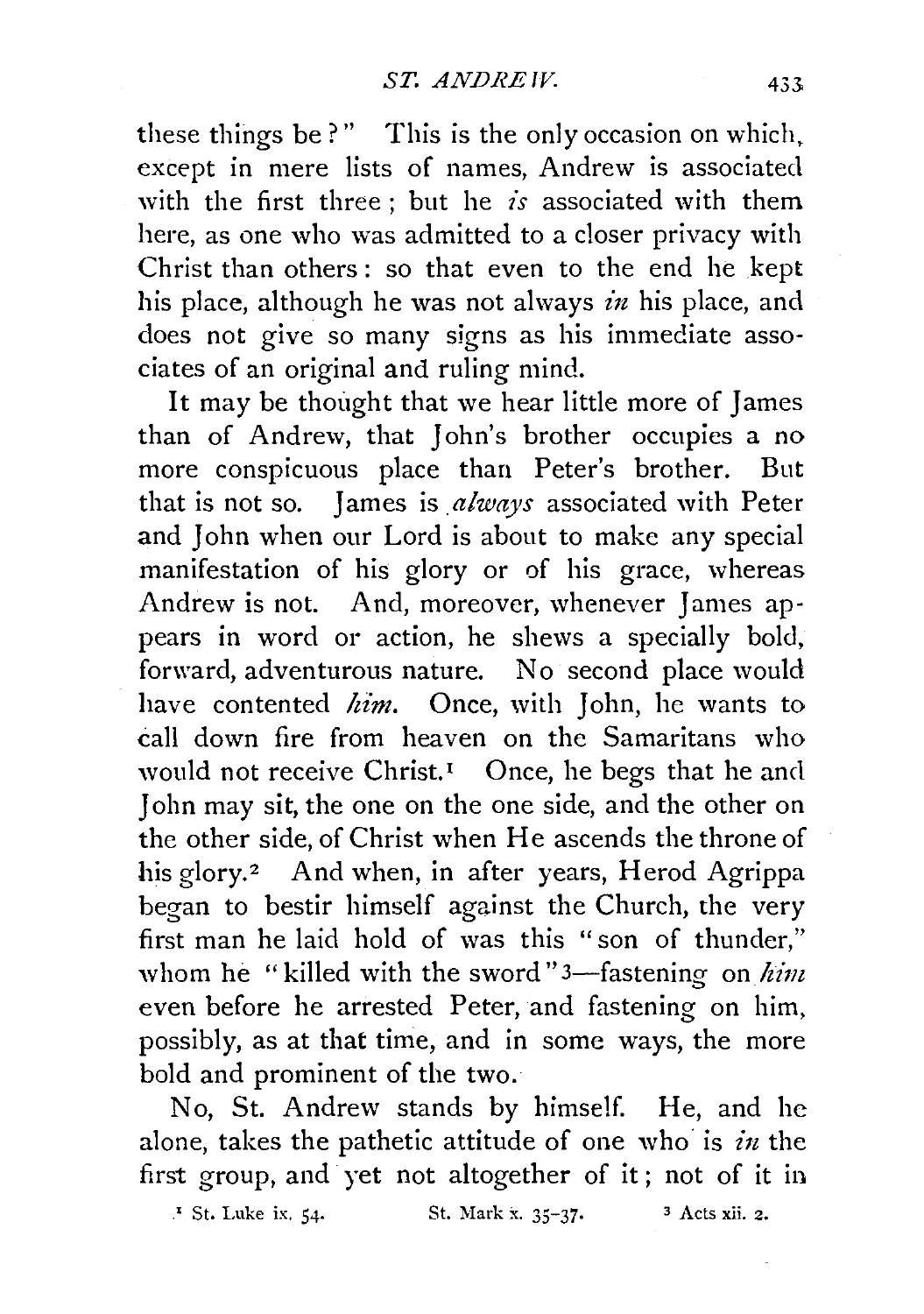these things be?" This is the only occasion on which, except in mere lists of names, Andrew is associated with the first three; but he *is* associated with them here, as one who was admitted to a closer privacy with Christ than others: so that even to the end he kept his place, although he was not always *in* his place, and does not give so many signs as his immediate associates of an original and ruling mind.

It may be thought that we hear little more of James than of Andrew, that John's brother occupies a no more conspicuous place than Peter's brother. But that is not so. James is *always* associated with Peter and John when our Lord is about to make any special manifestation of his glory or of his grace, whereas Andrew is not. And, moreover, whenever James appears in word or action, he shews a specially bold, forward, adventurous nature. No second place would have contented *him*. Once, with John, he wants to call down fire from heaven on the Samaritans who would not receive Christ.[1] Once, he begs that he and John may sit, the one on the one side, and the other on the other side, of Christ when He ascends the throne of his glory.[2] And when, in after years, Herod Agrippa began to bestir himself against the Church, the very first man he laid hold of was this "son of thunder," whom he "killed with the sword"[3]—fastening on *him* even before he arrested Peter, and fastening on him, possibly, as at that time, and in some ways, the more bold and prominent of the two.

No, St. Andrew stands by himself. He, and he alone, takes the pathetic attitude of one who is *in* the first group, and yet not altogether of it; not of it in

[1] St. Luke ix. 54. [2] St. Mark x. 35-37. [3] Acts xii. 2.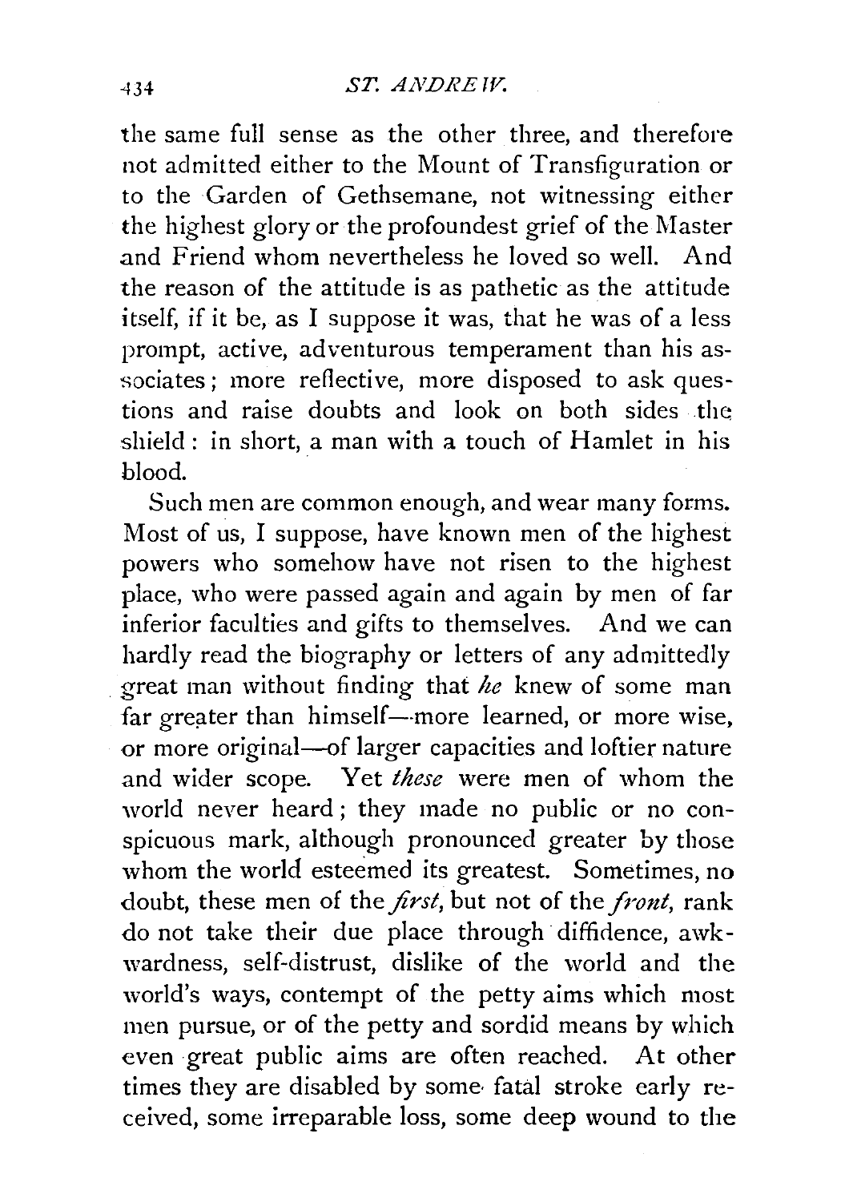the same full sense as the other three, and therefore not admitted either to the Mount of Transfiguration or to the Garden of Gethsemane, not witnessing either the highest glory or the profoundest grief of the Master and Friend whom nevertheless he loved so well. And the reason of the attitude is as pathetic as the attitude itself, if it be, as I suppose it was, that he was of a less prompt, active, adventurous temperament than his associates; more reflective, more disposed to ask questions and raise doubts and look on both sides the shield: in short, a man with a touch of Hamlet in his blood.

Such men are common enough, and wear many forms. Most of us, I suppose, have known men of the highest powers who somehow have not risen to the highest place, who were passed again and again by men of far inferior faculties and gifts to themselves. And we can hardly read the biography or letters of any admittedly great man without finding that *he* knew of some man far greater than himself—more learned, or more wise, or more original—of larger capacities and loftier nature and wider scope. Yet *these* were men of whom the world never heard; they made no public or no conspicuous mark, although pronounced greater by those whom the world esteemed its greatest. Sometimes, no doubt, these men of the *first*, but not of the *front*, rank do not take their due place through diffidence, awkwardness, self-distrust, dislike of the world and the world's ways, contempt of the petty aims which most men pursue, or of the petty and sordid means by which even great public aims are often reached. At other times they are disabled by some fatal stroke early received, some irreparable loss, some deep wound to the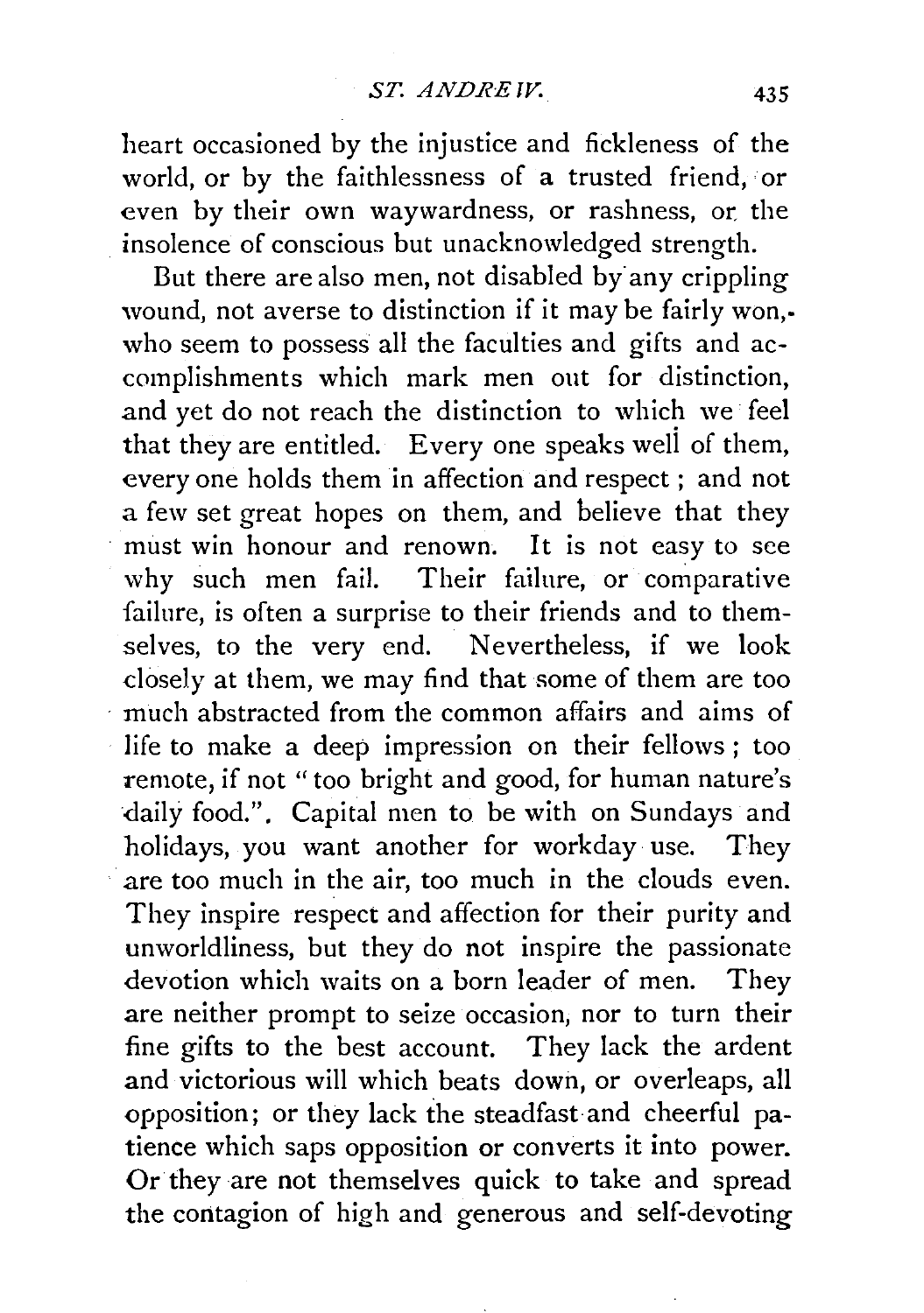heart occasioned by the injustice and fickleness of the world, or by the faithlessness of a trusted friend, or even by their own waywardness, or rashness, or the insolence of conscious but unacknowledged strength.

But there are also men, not disabled by any crippling wound, not averse to distinction if it may be fairly won, who seem to possess all the faculties and gifts and accomplishments which mark men out for distinction, and yet do not reach the distinction to which we feel that they are entitled. Every one speaks well of them, every one holds them in affection and respect; and not a few set great hopes on them, and believe that they must win honour and renown. It is not easy to see why such men fail. Their failure, or comparative failure, is often a surprise to their friends and to themselves, to the very end. Nevertheless, if we look closely at them, we may find that some of them are too much abstracted from the common affairs and aims of life to make a deep impression on their fellows; too remote, if not "too bright and good, for human nature's daily food.". Capital men to be with on Sundays and holidays, you want another for workday use. They are too much in the air, too much in the clouds even. They inspire respect and affection for their purity and unworldliness, but they do not inspire the passionate devotion which waits on a born leader of men. They are neither prompt to seize occasion, nor to turn their fine gifts to the best account. They lack the ardent and victorious will which beats down, or overleaps, all opposition; or they lack the steadfast and cheerful patience which saps opposition or converts it into power. Or they are not themselves quick to take and spread the contagion of high and generous and self-devoting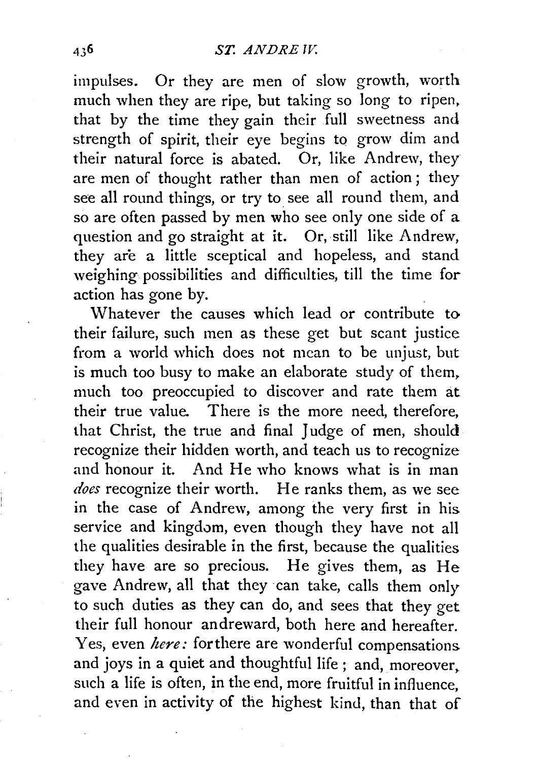impulses. Or they are men of slow growth, worth much when they are ripe, but taking so long to ripen, that by the time they gain their full sweetness and strength of spirit, their eye begins to grow dim and their natural force is abated. Or, like Andrew, they are men of thought rather than men of action; they see all round things, or try to see all round them, and so are often passed by men who see only one side of a question and go straight at it. Or, still like Andrew, they are a little sceptical and hopeless, and stand weighing possibilities and difficulties, till the time for action has gone by.

Whatever the causes which lead or contribute to their failure, such men as these get but scant justice from a world which does not mean to be unjust, but is much too busy to make an elaborate study of them, much too preoccupied to discover and rate them at their true value. There is the more need, therefore, that Christ, the true and final Judge of men, should recognize their hidden worth, and teach us to recognize and honour it. And He who knows what is in man *does* recognize their worth. He ranks them, as we see in the case of Andrew, among the very first in his service and kingdom, even though they have not all the qualities desirable in the first, because the qualities they have are so precious. He gives them, as He gave Andrew, all that they can take, calls them only to such duties as they can do, and sees that they get their full honour andreward, both here and hereafter. Yes, even *here:* forthere are wonderful compensations and joys in a quiet and thoughtful life; and, moreover, such a life is often, in the end, more fruitful in influence, and even in activity of the highest kind, than that of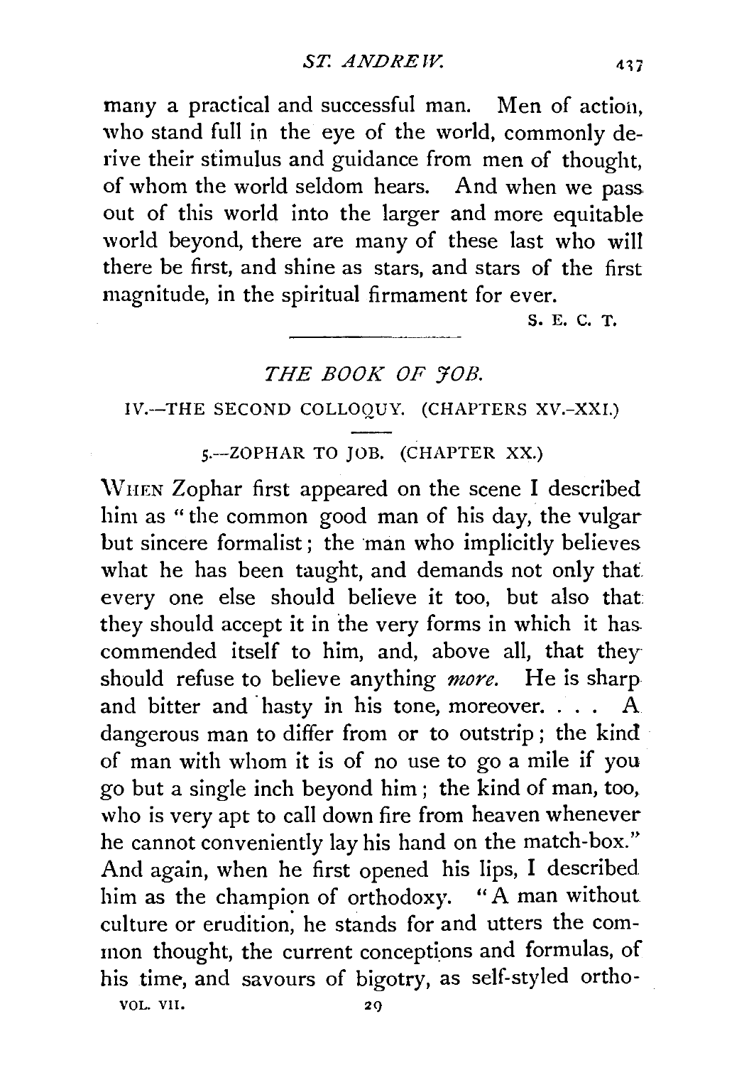many a practical and successful man. Men of action, who stand full in the eye of the world, commonly derive their stimulus and guidance from men of thought, of whom the world seldom hears. And when we pass out of this world into the larger and more equitable world beyond, there are many of these last who will there be first, and shine as stars, and stars of the first magnitude, in the spiritual firmament for ever.

S. E. C. T.

---

## *THE BOOK OF JOB.*

### IV.—THE SECOND COLLOQUY. (CHAPTERS XV.-XXI.)

#### 5.—ZOPHAR TO JOB. (CHAPTER XX.)

WHEN Zophar first appeared on the scene I described him as "the common good man of his day, the vulgar but sincere formalist; the man who implicitly believes what he has been taught, and demands not only that every one else should believe it too, but also that they should accept it in the very forms in which it has commended itself to him, and, above all, that they should refuse to believe anything *more*. He is sharp and bitter and hasty in his tone, moreover. . . . A dangerous man to differ from or to outstrip; the kind of man with whom it is of no use to go a mile if you go but a single inch beyond him; the kind of man, too, who is very apt to call down fire from heaven whenever he cannot conveniently lay his hand on the match-box." And again, when he first opened his lips, I described him as the champion of orthodoxy. "A man without culture or erudition, he stands for and utters the common thought, the current conceptions and formulas, of his time, and savours of bigotry, as self-styled ortho-